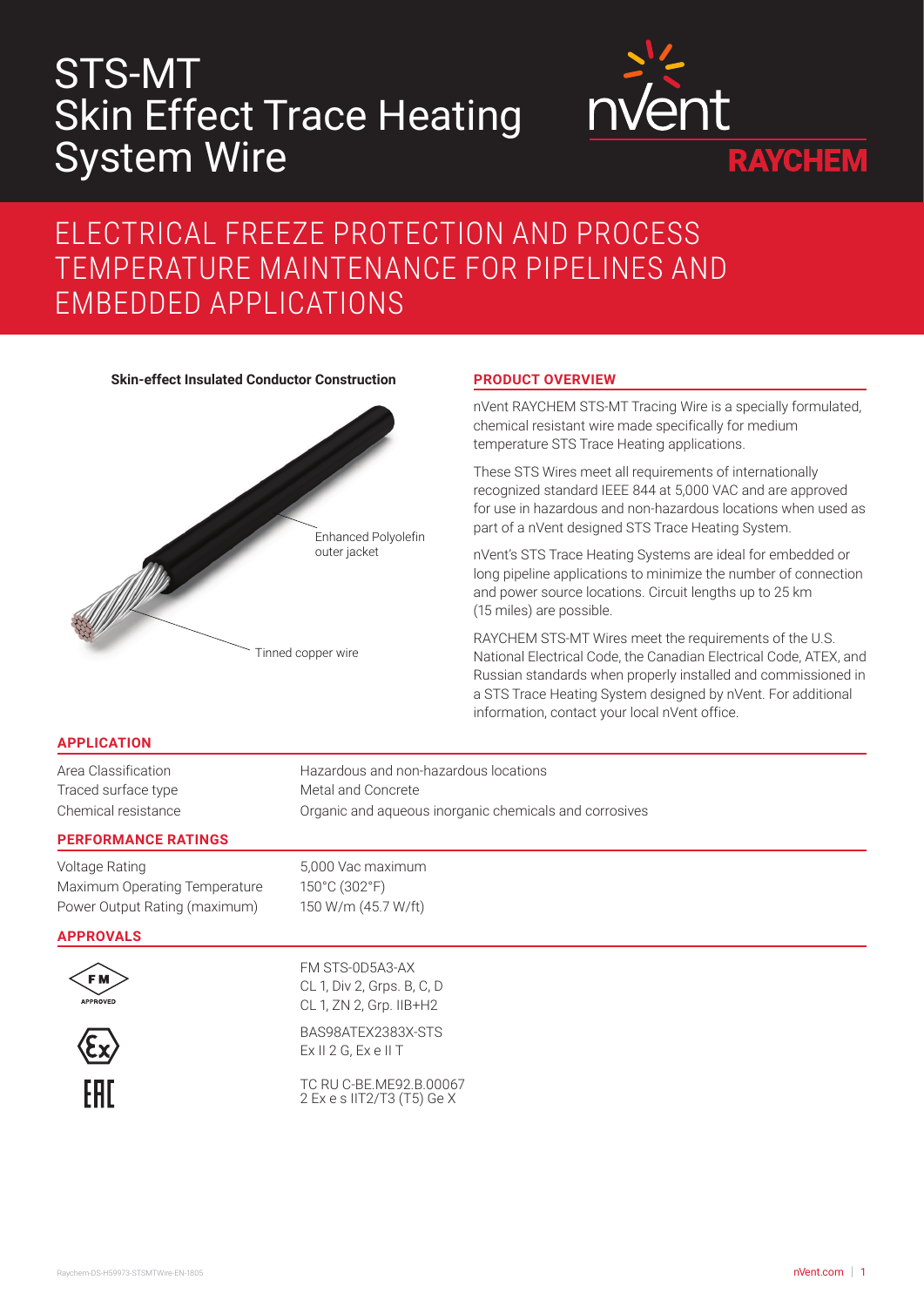# STS-MT Skin Effect Trace Heating System Wire

nVent RAYCHEM

## ELECTRICAL FREEZE PROTECTION AND PROCESS TEMPERATURE MAINTENANCE FOR PIPELINES AND EMBEDDED APPLICATIONS

**Skin-effect Insulated Conductor Construction**

Enhanced Polyolefin outer jacket

Tinned copper wire

### PRODUCT OVERVIEW

nVent RAYCHEM STS-MT Tracing Wire is a specially formulated, chemical resistant wire made specifically for medium temperature STS Trace Heating applications.

These STS Wires meet all requirements of internationally recognized standard IEEE 844 at 5,000 VAC and are approved for use in hazardous and non-hazardous locations when used as part of a nVent designed STS Trace Heating System.

nVent's STS Trace Heating Systems are ideal for embedded or long pipeline applications to minimize the number of connection and power source locations. Circuit lengths up to 25 km (15 miles) are possible.

RAYCHEM STS-MT Wires meet the requirements of the U.S. National Electrical Code, the Canadian Electrical Code, ATEX, and Russian standards when properly installed and commissioned in a STS Trace Heating System designed by nVent. For additional information, contact your local nVent office.

### APPLICATION

| | |
|---|---|
| Area Classification | Hazardous and non-hazardous locations |
| Traced surface type | Metal and Concrete |
| Chemical resistance | Organic and aqueous inorganic chemicals and corrosives |

### PERFORMANCE RATINGS

| | |
|---|---|
| Voltage Rating | 5,000 Vac maximum |
| Maximum Operating Temperature | 150°C (302°F) |
| Power Output Rating (maximum) | 150 W/m (45.7 W/ft) |

### APPROVALS

FM APPROVED

FM STS-0D5A3-AX
CL 1, Div 2, Grps. B, C, D
CL 1, ZN 2, Grp. IIB+H2

BAS98ATEX2383X-STS
Ex II 2 G, Ex e II T

TC RU C-BE.ME92.B.00067
2 Ex e s IIT2/T3 (T5) Ge X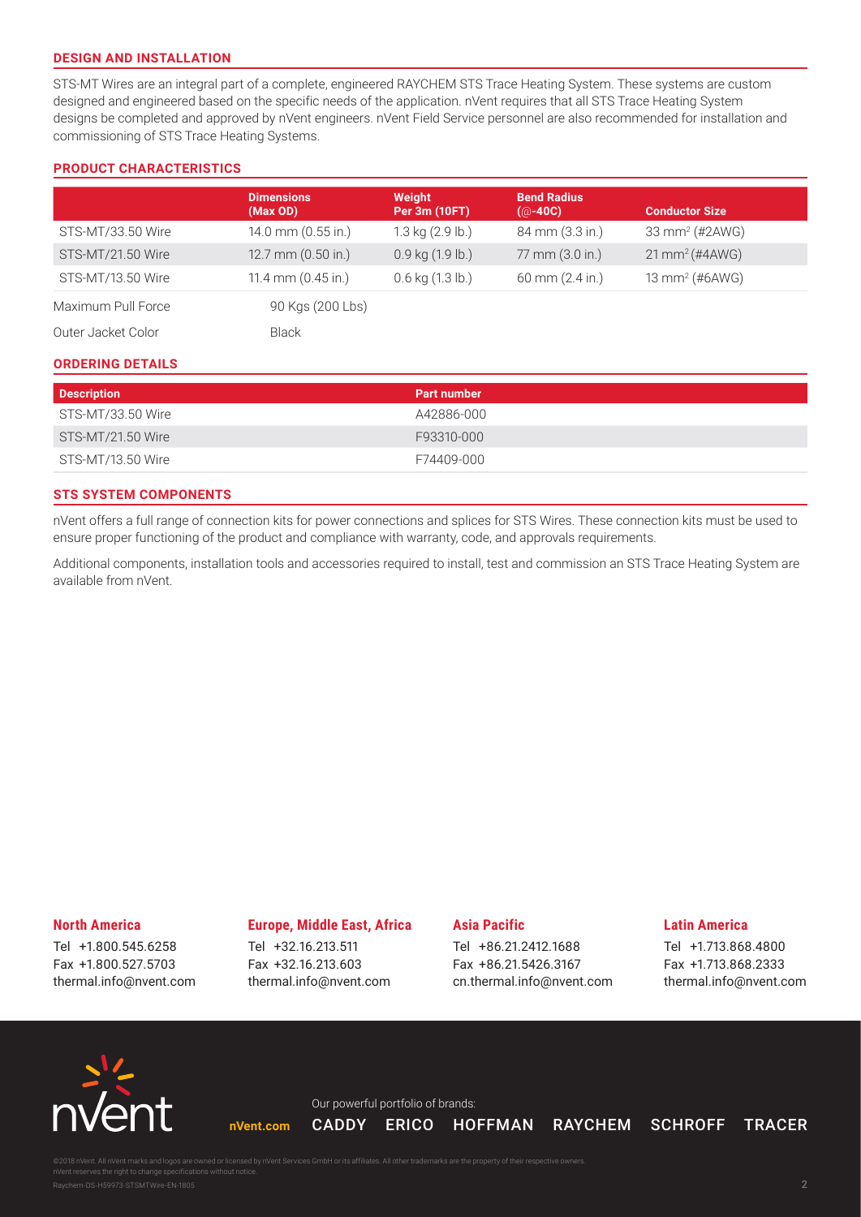## DESIGN AND INSTALLATION

STS-MT Wires are an integral part of a complete, engineered RAYCHEM STS Trace Heating System. These systems are custom designed and engineered based on the specific needs of the application. nVent requires that all STS Trace Heating System designs be completed and approved by nVent engineers. nVent Field Service personnel are also recommended for installation and commissioning of STS Trace Heating Systems.

## PRODUCT CHARACTERISTICS

| | Dimensions (Max OD) | Weight Per 3m (10FT) | Bend Radius (@-40C) | Conductor Size |
|---|---|---|---|---|
| STS-MT/33.50 Wire | 14.0 mm (0.55 in.) | 1.3 kg (2.9 lb.) | 84 mm (3.3 in.) | 33 mm² (#2AWG) |
| STS-MT/21.50 Wire | 12.7 mm (0.50 in.) | 0.9 kg (1.9 lb.) | 77 mm (3.0 in.) | 21 mm² (#4AWG) |
| STS-MT/13.50 Wire | 11.4 mm (0.45 in.) | 0.6 kg (1.3 lb.) | 60 mm (2.4 in.) | 13 mm² (#6AWG) |
| Maximum Pull Force | 90 Kgs (200 Lbs) | | | |
| Outer Jacket Color | Black | | | |

## ORDERING DETAILS

| Description | Part number |
|---|---|
| STS-MT/33.50 Wire | A42886-000 |
| STS-MT/21.50 Wire | F93310-000 |
| STS-MT/13.50 Wire | F74409-000 |

## STS SYSTEM COMPONENTS

nVent offers a full range of connection kits for power connections and splices for STS Wires. These connection kits must be used to ensure proper functioning of the product and compliance with warranty, code, and approvals requirements.

Additional components, installation tools and accessories required to install, test and commission an STS Trace Heating System are available from nVent.

**North America**
Tel +1.800.545.6258
Fax +1.800.527.5703
thermal.info@nvent.com

**Europe, Middle East, Africa**
Tel +32.16.213.511
Fax +32.16.213.603
thermal.info@nvent.com

**Asia Pacific**
Tel +86.21.2412.1688
Fax +86.21.5426.3167
cn.thermal.info@nvent.com

**Latin America**
Tel +1.713.868.4800
Fax +1.713.868.2333
thermal.info@nvent.com

nVent

Our powerful portfolio of brands:

nVent.com CADDY ERICO HOFFMAN RAYCHEM SCHROFF TRACER

©2018 nVent. All nVent marks and logos are owned or licensed by nVent Services GmbH or its affiliates. All other trademarks are the property of their respective owners.
nVent reserves the right to change specifications without notice.

Raychem-DS-H59973-STSMTWire-EN-1805